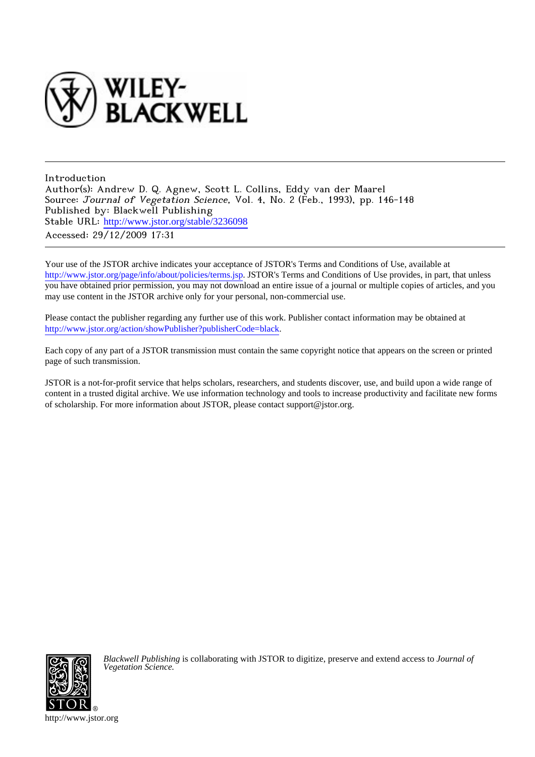Introduction
Author(s): Andrew D. Q. Agnew, Scott L. Collins, Eddy van der Maarel
Source: *Journal of Vegetation Science*, Vol. 4, No. 2 (Feb., 1993), pp. 146-148
Published by: Blackwell Publishing
Stable URL: http://www.jstor.org/stable/3236098
Accessed: 29/12/2009 17:31

---

Your use of the JSTOR archive indicates your acceptance of JSTOR's Terms and Conditions of Use, available at http://www.jstor.org/page/info/about/policies/terms.jsp. JSTOR's Terms and Conditions of Use provides, in part, that unless you have obtained prior permission, you may not download an entire issue of a journal or multiple copies of articles, and you may use content in the JSTOR archive only for your personal, non-commercial use.

Please contact the publisher regarding any further use of this work. Publisher contact information may be obtained at http://www.jstor.org/action/showPublisher?publisherCode=black.

Each copy of any part of a JSTOR transmission must contain the same copyright notice that appears on the screen or printed page of such transmission.

JSTOR is a not-for-profit service that helps scholars, researchers, and students discover, use, and build upon a wide range of content in a trusted digital archive. We use information technology and tools to increase productivity and facilitate new forms of scholarship. For more information about JSTOR, please contact support@jstor.org.

*Blackwell Publishing* is collaborating with JSTOR to digitize, preserve and extend access to *Journal of Vegetation Science.*

http://www.jstor.org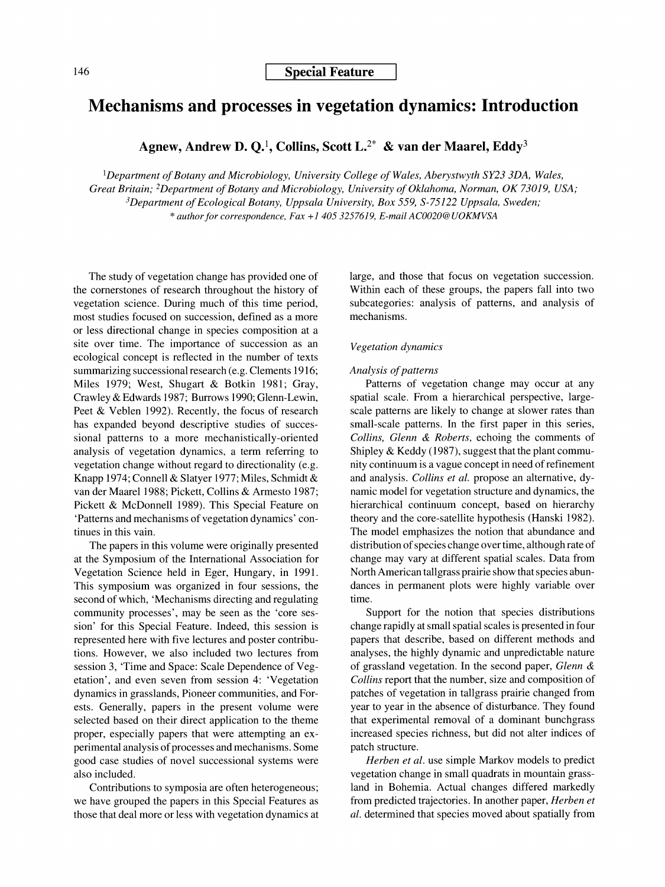# Mechanisms and processes in vegetation dynamics: Introduction

**Agnew, Andrew D. Q.[1], Collins, Scott L.[2*] & van der Maarel, Eddy[3]**

[1]*Department of Botany and Microbiology, University College of Wales, Aberystwyth SY23 3DA, Wales, Great Britain;* [2]*Department of Botany and Microbiology, University of Oklahoma, Norman, OK 73019, USA;* [3]*Department of Ecological Botany, Uppsala University, Box 559, S-75122 Uppsala, Sweden;*
\* *author for correspondence, Fax +1 405 3257619, E-mail AC0020@UOKMVSA*

The study of vegetation change has provided one of the cornerstones of research throughout the history of vegetation science. During much of this time period, most studies focused on succession, defined as a more or less directional change in species composition at a site over time. The importance of succession as an ecological concept is reflected in the number of texts summarizing successional research (e.g. Clements 1916; Miles 1979; West, Shugart & Botkin 1981; Gray, Crawley & Edwards 1987; Burrows 1990; Glenn-Lewin, Peet & Veblen 1992). Recently, the focus of research has expanded beyond descriptive studies of successional patterns to a more mechanistically-oriented analysis of vegetation dynamics, a term referring to vegetation change without regard to directionality (e.g. Knapp 1974; Connell & Slatyer 1977; Miles, Schmidt & van der Maarel 1988; Pickett, Collins & Armesto 1987; Pickett & McDonnell 1989). This Special Feature on 'Patterns and mechanisms of vegetation dynamics' continues in this vain.

The papers in this volume were originally presented at the Symposium of the International Association for Vegetation Science held in Eger, Hungary, in 1991. This symposium was organized in four sessions, the second of which, 'Mechanisms directing and regulating community processes', may be seen as the 'core session' for this Special Feature. Indeed, this session is represented here with five lectures and poster contributions. However, we also included two lectures from session 3, 'Time and Space: Scale Dependence of Vegetation', and even seven from session 4: 'Vegetation dynamics in grasslands, Pioneer communities, and Forests. Generally, papers in the present volume were selected based on their direct application to the theme proper, especially papers that were attempting an experimental analysis of processes and mechanisms. Some good case studies of novel successional systems were also included.

Contributions to symposia are often heterogeneous; we have grouped the papers in this Special Features as those that deal more or less with vegetation dynamics at large, and those that focus on vegetation succession. Within each of these groups, the papers fall into two subcategories: analysis of patterns, and analysis of mechanisms.

*Vegetation dynamics*

*Analysis of patterns*

Patterns of vegetation change may occur at any spatial scale. From a hierarchical perspective, large-scale patterns are likely to change at slower rates than small-scale patterns. In the first paper in this series, *Collins, Glenn & Roberts*, echoing the comments of Shipley & Keddy (1987), suggest that the plant community continuum is a vague concept in need of refinement and analysis. *Collins et al.* propose an alternative, dynamic model for vegetation structure and dynamics, the hierarchical continuum concept, based on hierarchy theory and the core-satellite hypothesis (Hanski 1982). The model emphasizes the notion that abundance and distribution of species change over time, although rate of change may vary at different spatial scales. Data from North American tallgrass prairie show that species abundances in permanent plots were highly variable over time.

Support for the notion that species distributions change rapidly at small spatial scales is presented in four papers that describe, based on different methods and analyses, the highly dynamic and unpredictable nature of grassland vegetation. In the second paper, *Glenn & Collins* report that the number, size and composition of patches of vegetation in tallgrass prairie changed from year to year in the absence of disturbance. They found that experimental removal of a dominant bunchgrass increased species richness, but did not alter indices of patch structure.

*Herben et al.* use simple Markov models to predict vegetation change in small quadrats in mountain grassland in Bohemia. Actual changes differed markedly from predicted trajectories. In another paper, *Herben et al.* determined that species moved about spatially from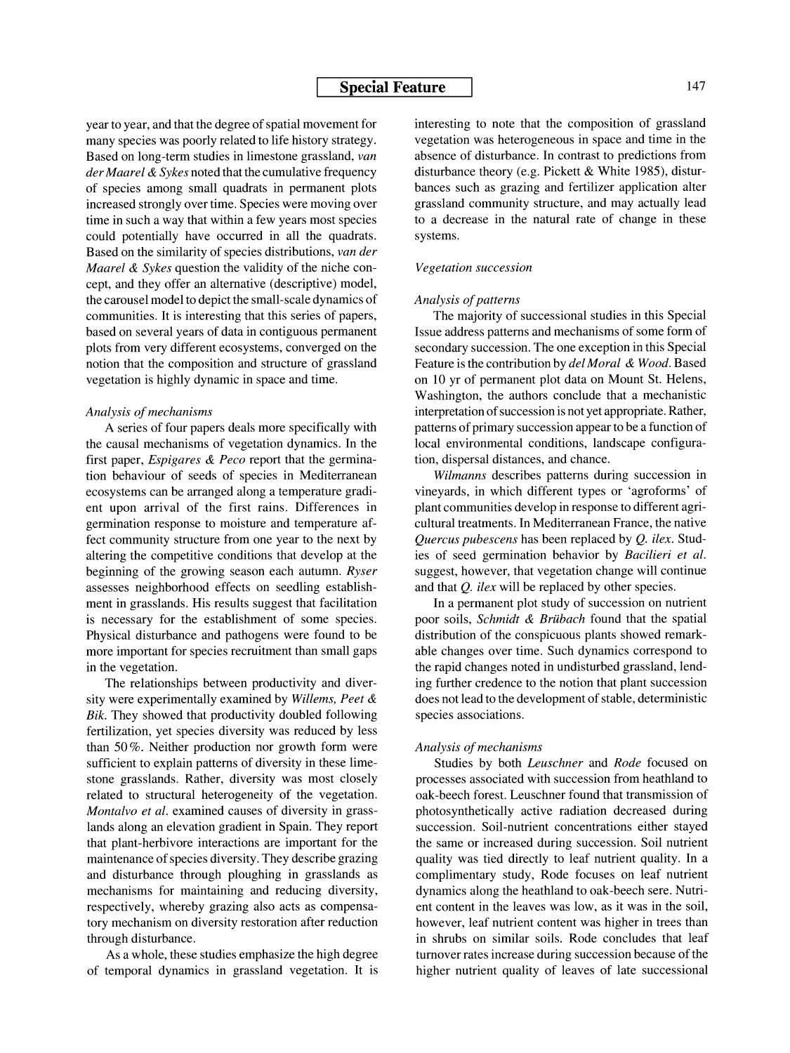year to year, and that the degree of spatial movement for many species was poorly related to life history strategy. Based on long-term studies in limestone grassland, *van der Maarel & Sykes* noted that the cumulative frequency of species among small quadrats in permanent plots increased strongly over time. Species were moving over time in such a way that within a few years most species could potentially have occurred in all the quadrats. Based on the similarity of species distributions, *van der Maarel & Sykes* question the validity of the niche concept, and they offer an alternative (descriptive) model, the carousel model to depict the small-scale dynamics of communities. It is interesting that this series of papers, based on several years of data in contiguous permanent plots from very different ecosystems, converged on the notion that the composition and structure of grassland vegetation is highly dynamic in space and time.

*Analysis of mechanisms*

A series of four papers deals more specifically with the causal mechanisms of vegetation dynamics. In the first paper, *Espigares & Peco* report that the germination behaviour of seeds of species in Mediterranean ecosystems can be arranged along a temperature gradient upon arrival of the first rains. Differences in germination response to moisture and temperature affect community structure from one year to the next by altering the competitive conditions that develop at the beginning of the growing season each autumn. *Ryser* assesses neighborhood effects on seedling establishment in grasslands. His results suggest that facilitation is necessary for the establishment of some species. Physical disturbance and pathogens were found to be more important for species recruitment than small gaps in the vegetation.

The relationships between productivity and diversity were experimentally examined by *Willems, Peet & Bik*. They showed that productivity doubled following fertilization, yet species diversity was reduced by less than 50%. Neither production nor growth form were sufficient to explain patterns of diversity in these limestone grasslands. Rather, diversity was most closely related to structural heterogeneity of the vegetation. *Montalvo et al.* examined causes of diversity in grasslands along an elevation gradient in Spain. They report that plant-herbivore interactions are important for the maintenance of species diversity. They describe grazing and disturbance through ploughing in grasslands as mechanisms for maintaining and reducing diversity, respectively, whereby grazing also acts as compensatory mechanism on diversity restoration after reduction through disturbance.

As a whole, these studies emphasize the high degree of temporal dynamics in grassland vegetation. It is interesting to note that the composition of grassland vegetation was heterogeneous in space and time in the absence of disturbance. In contrast to predictions from disturbance theory (e.g. Pickett & White 1985), disturbances such as grazing and fertilizer application alter grassland community structure, and may actually lead to a decrease in the natural rate of change in these systems.

*Vegetation succession*

*Analysis of patterns*

The majority of successional studies in this Special Issue address patterns and mechanisms of some form of secondary succession. The one exception in this Special Feature is the contribution by *del Moral & Wood*. Based on 10 yr of permanent plot data on Mount St. Helens, Washington, the authors conclude that a mechanistic interpretation of succession is not yet appropriate. Rather, patterns of primary succession appear to be a function of local environmental conditions, landscape configuration, dispersal distances, and chance.

*Wilmanns* describes patterns during succession in vineyards, in which different types or 'agroforms' of plant communities develop in response to different agricultural treatments. In Mediterranean France, the native *Quercus pubescens* has been replaced by *Q. ilex*. Studies of seed germination behavior by *Bacilieri et al.* suggest, however, that vegetation change will continue and that *Q. ilex* will be replaced by other species.

In a permanent plot study of succession on nutrient poor soils, *Schmidt & Brübach* found that the spatial distribution of the conspicuous plants showed remarkable changes over time. Such dynamics correspond to the rapid changes noted in undisturbed grassland, lending further credence to the notion that plant succession does not lead to the development of stable, deterministic species associations.

*Analysis of mechanisms*

Studies by both *Leuschner* and *Rode* focused on processes associated with succession from heathland to oak-beech forest. Leuschner found that transmission of photosynthetically active radiation decreased during succession. Soil-nutrient concentrations either stayed the same or increased during succession. Soil nutrient quality was tied directly to leaf nutrient quality. In a complimentary study, Rode focuses on leaf nutrient dynamics along the heathland to oak-beech sere. Nutrient content in the leaves was low, as it was in the soil, however, leaf nutrient content was higher in trees than in shrubs on similar soils. Rode concludes that leaf turnover rates increase during succession because of the higher nutrient quality of leaves of late successional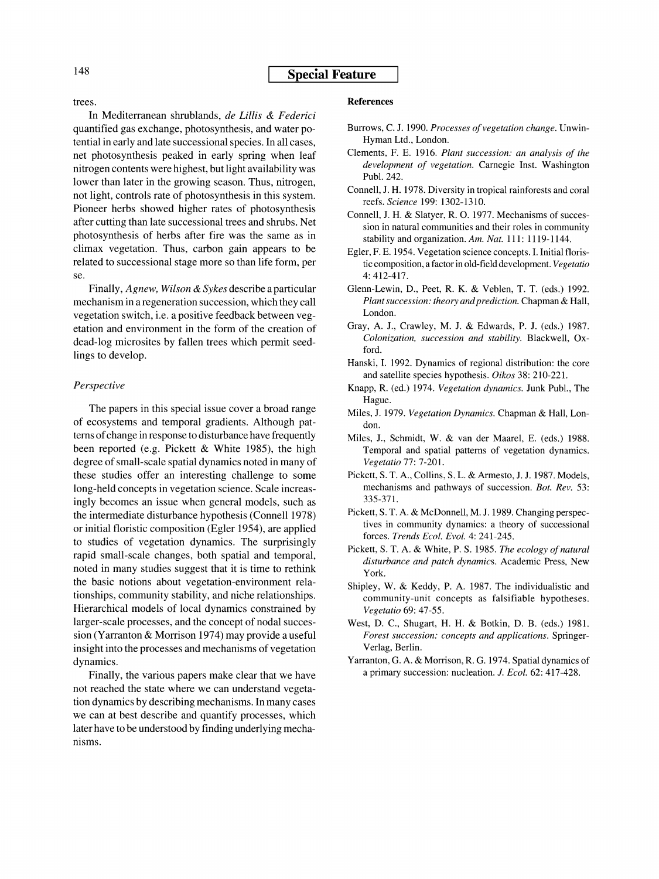trees.

In Mediterranean shrublands, *de Lillis & Federici* quantified gas exchange, photosynthesis, and water potential in early and late successional species. In all cases, net photosynthesis peaked in early spring when leaf nitrogen contents were highest, but light availability was lower than later in the growing season. Thus, nitrogen, not light, controls rate of photosynthesis in this system. Pioneer herbs showed higher rates of photosynthesis after cutting than late successional trees and shrubs. Net photosynthesis of herbs after fire was the same as in climax vegetation. Thus, carbon gain appears to be related to successional stage more so than life form, per se.

Finally, *Agnew, Wilson & Sykes* describe a particular mechanism in a regeneration succession, which they call vegetation switch, i.e. a positive feedback between vegetation and environment in the form of the creation of dead-log microsites by fallen trees which permit seedlings to develop.

### *Perspective*

The papers in this special issue cover a broad range of ecosystems and temporal gradients. Although patterns of change in response to disturbance have frequently been reported (e.g. Pickett & White 1985), the high degree of small-scale spatial dynamics noted in many of these studies offer an interesting challenge to some long-held concepts in vegetation science. Scale increasingly becomes an issue when general models, such as the intermediate disturbance hypothesis (Connell 1978) or initial floristic composition (Egler 1954), are applied to studies of vegetation dynamics. The surprisingly rapid small-scale changes, both spatial and temporal, noted in many studies suggest that it is time to rethink the basic notions about vegetation-environment relationships, community stability, and niche relationships. Hierarchical models of local dynamics constrained by larger-scale processes, and the concept of nodal succession (Yarranton & Morrison 1974) may provide a useful insight into the processes and mechanisms of vegetation dynamics.

Finally, the various papers make clear that we have not reached the state where we can understand vegetation dynamics by describing mechanisms. In many cases we can at best describe and quantify processes, which later have to be understood by finding underlying mechanisms.

### References

Burrows, C. J. 1990. *Processes of vegetation change*. Unwin-Hyman Ltd., London.

Clements, F. E. 1916. *Plant succession: an analysis of the development of vegetation.* Carnegie Inst. Washington Publ. 242.

Connell, J. H. 1978. Diversity in tropical rainforests and coral reefs. *Science* 199: 1302-1310.

Connell, J. H. & Slatyer, R. O. 1977. Mechanisms of succession in natural communities and their roles in community stability and organization. *Am. Nat.* 111: 1119-1144.

Egler, F. E. 1954. Vegetation science concepts. I. Initial floristic composition, a factor in old-field development. *Vegetatio* 4: 412-417.

Glenn-Lewin, D., Peet, R. K. & Veblen, T. T. (eds.) 1992. *Plant succession: theory and prediction.* Chapman & Hall, London.

Gray, A. J., Crawley, M. J. & Edwards, P. J. (eds.) 1987. *Colonization, succession and stability.* Blackwell, Oxford.

Hanski, I. 1992. Dynamics of regional distribution: the core and satellite species hypothesis. *Oikos* 38: 210-221.

Knapp, R. (ed.) 1974. *Vegetation dynamics.* Junk Publ., The Hague.

Miles, J. 1979. *Vegetation Dynamics.* Chapman & Hall, London.

Miles, J., Schmidt, W. & van der Maarel, E. (eds.) 1988. Temporal and spatial patterns of vegetation dynamics. *Vegetatio* 77: 7-201.

Pickett, S. T. A., Collins, S. L. & Armesto, J. J. 1987. Models, mechanisms and pathways of succession. *Bot. Rev.* 53: 335-371.

Pickett, S. T. A. & McDonnell, M. J. 1989. Changing perspectives in community dynamics: a theory of successional forces. *Trends Ecol. Evol.* 4: 241-245.

Pickett, S. T. A. & White, P. S. 1985. *The ecology of natural disturbance and patch dynamics.* Academic Press, New York.

Shipley, W. & Keddy, P. A. 1987. The individualistic and community-unit concepts as falsifiable hypotheses. *Vegetatio* 69: 47-55.

West, D. C., Shugart, H. H. & Botkin, D. B. (eds.) 1981. *Forest succession: concepts and applications.* Springer-Verlag, Berlin.

Yarranton, G. A. & Morrison, R. G. 1974. Spatial dynamics of a primary succession: nucleation. *J. Ecol.* 62: 417-428.